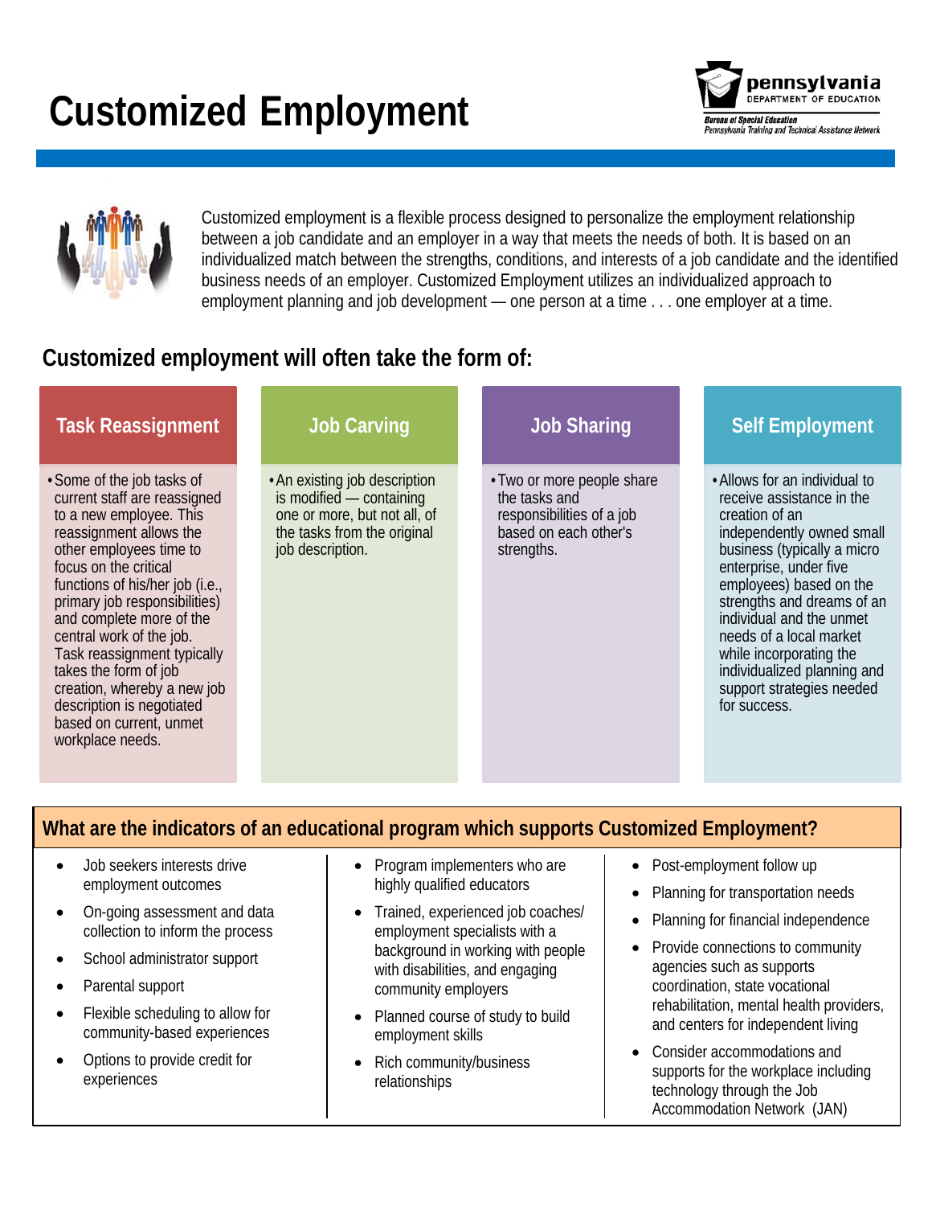# Customized Employment

Pennsylvania Department of Education
Bureau of Special Education
Pennsylvania Training and Technical Assistance Network

Customized employment is a flexible process designed to personalize the employment relationship between a job candidate and an employer in a way that meets the needs of both. It is based on an individualized match between the strengths, conditions, and interests of a job candidate and the identified business needs of an employer. Customized Employment utilizes an individualized approach to employment planning and job development — one person at a time . . . one employer at a time.

## Customized employment will often take the form of:

### Task Reassignment

- Some of the job tasks of current staff are reassigned to a new employee. This reassignment allows the other employees time to focus on the critical functions of his/her job (i.e., primary job responsibilities) and complete more of the central work of the job. Task reassignment typically takes the form of job creation, whereby a new job description is negotiated based on current, unmet workplace needs.

### Job Carving

- An existing job description is modified — containing one or more, but not all, of the tasks from the original job description.

### Job Sharing

- Two or more people share the tasks and responsibilities of a job based on each other's strengths.

### Self Employment

- Allows for an individual to receive assistance in the creation of an independently owned small business (typically a micro enterprise, under five employees) based on the strengths and dreams of an individual and the unmet needs of a local market while incorporating the individualized planning and support strategies needed for success.

## What are the indicators of an educational program which supports Customized Employment?

- Job seekers interests drive employment outcomes
- On-going assessment and data collection to inform the process
- School administrator support
- Parental support
- Flexible scheduling to allow for community-based experiences
- Options to provide credit for experiences
- Program implementers who are highly qualified educators
- Trained, experienced job coaches/ employment specialists with a background in working with people with disabilities, and engaging community employers
- Planned course of study to build employment skills
- Rich community/business relationships
- Post-employment follow up
- Planning for transportation needs
- Planning for financial independence
- Provide connections to community agencies such as supports coordination, state vocational rehabilitation, mental health providers, and centers for independent living
- Consider accommodations and supports for the workplace including technology through the Job Accommodation Network (JAN)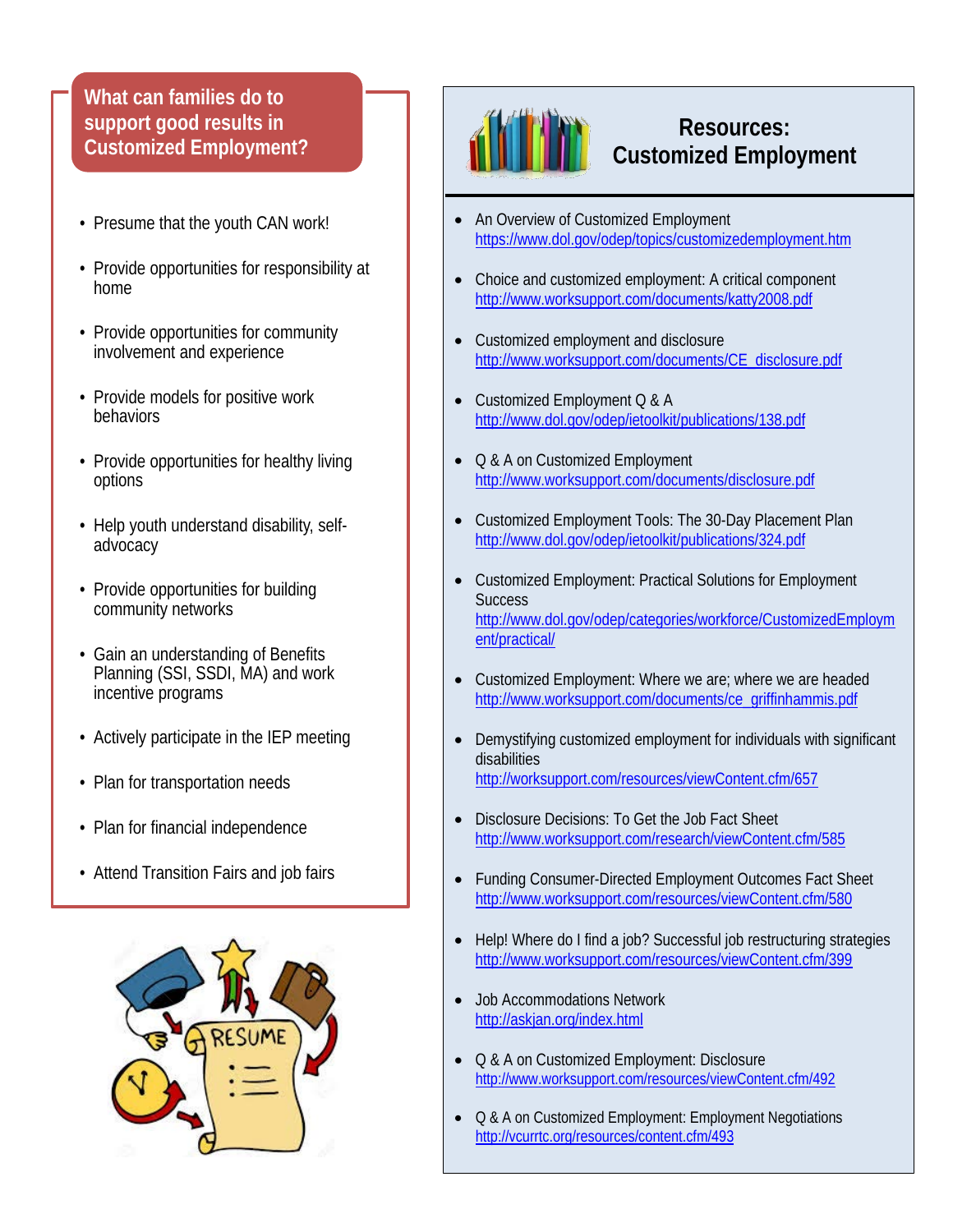## What can families do to support good results in Customized Employment?

- Presume that the youth CAN work!
- Provide opportunities for responsibility at home
- Provide opportunities for community involvement and experience
- Provide models for positive work behaviors
- Provide opportunities for healthy living options
- Help youth understand disability, self-advocacy
- Provide opportunities for building community networks
- Gain an understanding of Benefits Planning (SSI, SSDI, MA) and work incentive programs
- Actively participate in the IEP meeting
- Plan for transportation needs
- Plan for financial independence
- Attend Transition Fairs and job fairs

## Resources: Customized Employment

- An Overview of Customized Employment
  https://www.dol.gov/odep/topics/customizedemployment.htm
- Choice and customized employment: A critical component
  http://www.worksupport.com/documents/katty2008.pdf
- Customized employment and disclosure
  http://www.worksupport.com/documents/CE_disclosure.pdf
- Customized Employment Q & A
  http://www.dol.gov/odep/ietoolkit/publications/138.pdf
- Q & A on Customized Employment
  http://www.worksupport.com/documents/disclosure.pdf
- Customized Employment Tools: The 30-Day Placement Plan
  http://www.dol.gov/odep/ietoolkit/publications/324.pdf
- Customized Employment: Practical Solutions for Employment Success
  http://www.dol.gov/odep/categories/workforce/CustomizedEmployment/practical/
- Customized Employment: Where we are; where we are headed
  http://www.worksupport.com/documents/ce_griffinhammis.pdf
- Demystifying customized employment for individuals with significant disabilities
  http://worksupport.com/resources/viewContent.cfm/657
- Disclosure Decisions: To Get the Job Fact Sheet
  http://www.worksupport.com/research/viewContent.cfm/585
- Funding Consumer-Directed Employment Outcomes Fact Sheet
  http://www.worksupport.com/resources/viewContent.cfm/580
- Help! Where do I find a job? Successful job restructuring strategies
  http://www.worksupport.com/resources/viewContent.cfm/399
- Job Accommodations Network
  http://askjan.org/index.html
- Q & A on Customized Employment: Disclosure
  http://www.worksupport.com/resources/viewContent.cfm/492
- Q & A on Customized Employment: Employment Negotiations
  http://vcurrtc.org/resources/content.cfm/493